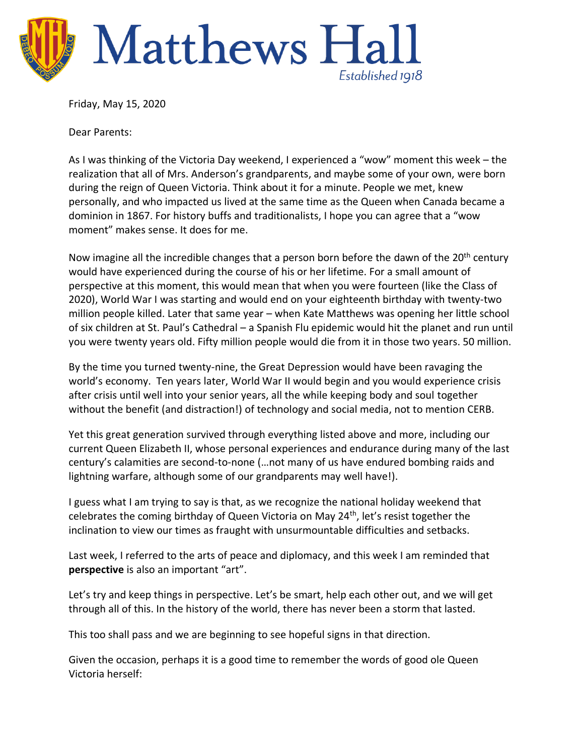# Matthews Hall

*Established 1918*

Friday, May 15, 2020

Dear Parents:

As I was thinking of the Victoria Day weekend, I experienced a "wow" moment this week – the realization that all of Mrs. Anderson's grandparents, and maybe some of your own, were born during the reign of Queen Victoria. Think about it for a minute. People we met, knew personally, and who impacted us lived at the same time as the Queen when Canada became a dominion in 1867. For history buffs and traditionalists, I hope you can agree that a "wow moment" makes sense. It does for me.

Now imagine all the incredible changes that a person born before the dawn of the 20th century would have experienced during the course of his or her lifetime. For a small amount of perspective at this moment, this would mean that when you were fourteen (like the Class of 2020), World War I was starting and would end on your eighteenth birthday with twenty-two million people killed. Later that same year – when Kate Matthews was opening her little school of six children at St. Paul's Cathedral – a Spanish Flu epidemic would hit the planet and run until you were twenty years old. Fifty million people would die from it in those two years. 50 million.

By the time you turned twenty-nine, the Great Depression would have been ravaging the world's economy. Ten years later, World War II would begin and you would experience crisis after crisis until well into your senior years, all the while keeping body and soul together without the benefit (and distraction!) of technology and social media, not to mention CERB.

Yet this great generation survived through everything listed above and more, including our current Queen Elizabeth II, whose personal experiences and endurance during many of the last century's calamities are second-to-none (…not many of us have endured bombing raids and lightning warfare, although some of our grandparents may well have!).

I guess what I am trying to say is that, as we recognize the national holiday weekend that celebrates the coming birthday of Queen Victoria on May 24th, let's resist together the inclination to view our times as fraught with unsurmountable difficulties and setbacks.

Last week, I referred to the arts of peace and diplomacy, and this week I am reminded that **perspective** is also an important "art".

Let's try and keep things in perspective. Let's be smart, help each other out, and we will get through all of this. In the history of the world, there has never been a storm that lasted.

This too shall pass and we are beginning to see hopeful signs in that direction.

Given the occasion, perhaps it is a good time to remember the words of good ole Queen Victoria herself: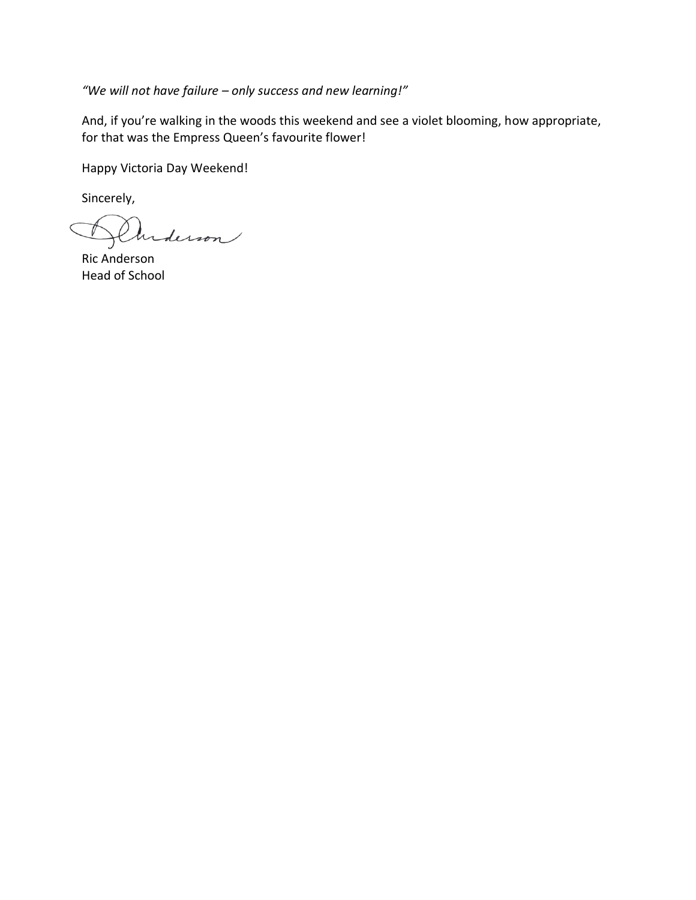*"We will not have failure – only success and new learning!"*

And, if you're walking in the woods this weekend and see a violet blooming, how appropriate, for that was the Empress Queen's favourite flower!

Happy Victoria Day Weekend!

Sincerely,

Ric Anderson
Head of School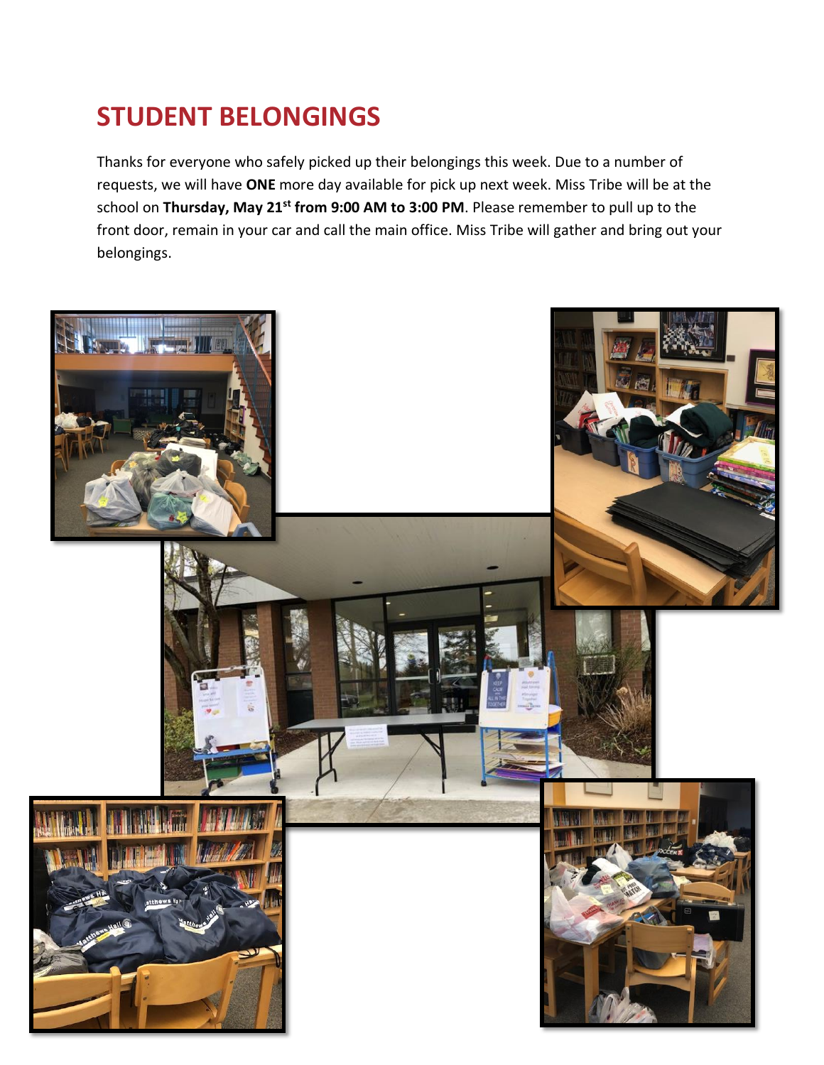## STUDENT BELONGINGS

Thanks for everyone who safely picked up their belongings this week. Due to a number of requests, we will have **ONE** more day available for pick up next week. Miss Tribe will be at the school on **Thursday, May 21st from 9:00 AM to 3:00 PM**. Please remember to pull up to the front door, remain in your car and call the main office. Miss Tribe will gather and bring out your belongings.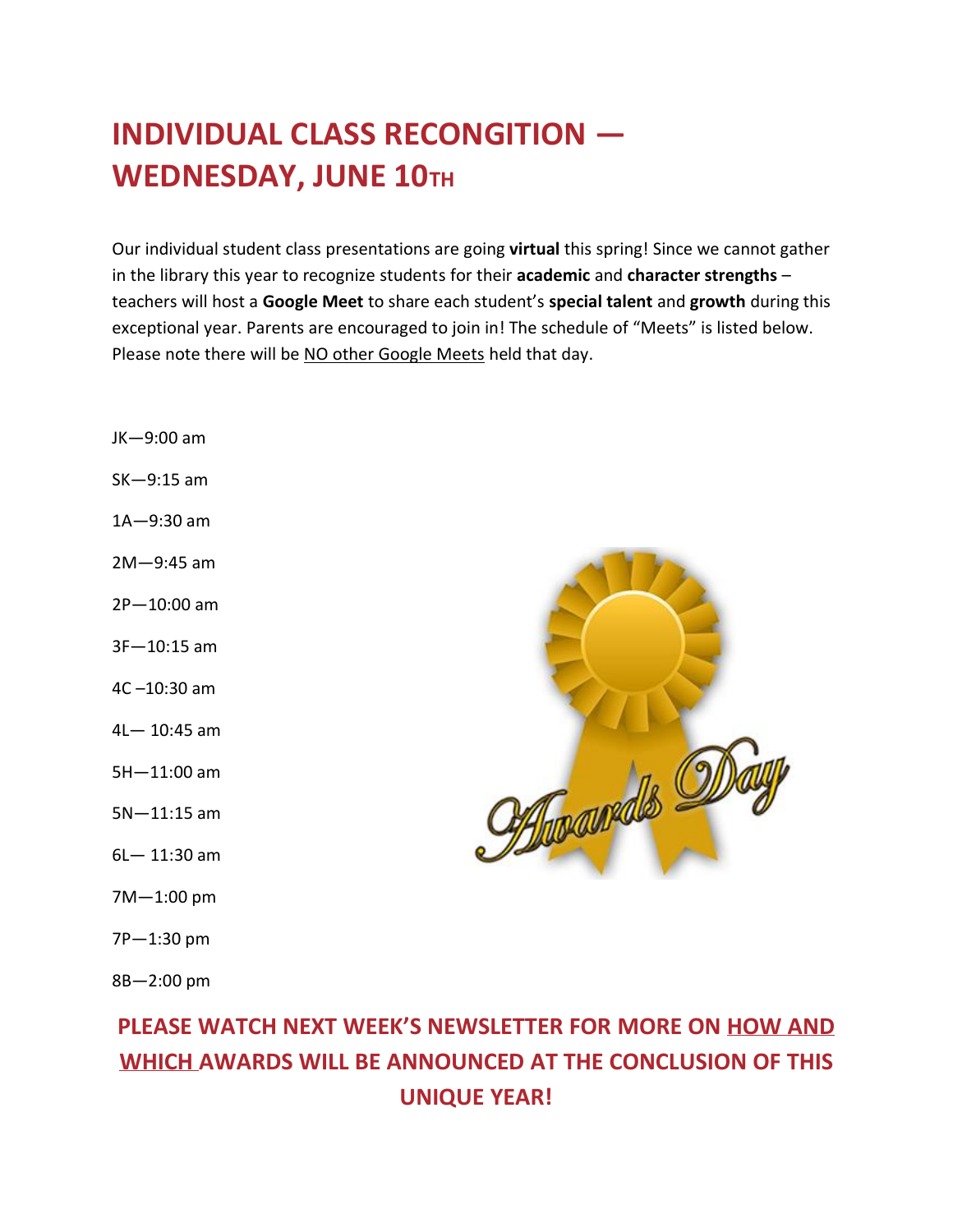# INDIVIDUAL CLASS RECONGITION — WEDNESDAY, JUNE 10TH

Our individual student class presentations are going **virtual** this spring! Since we cannot gather in the library this year to recognize students for their **academic** and **character strengths** – teachers will host a **Google Meet** to share each student's **special talent** and **growth** during this exceptional year. Parents are encouraged to join in! The schedule of "Meets" is listed below. Please note there will be NO other Google Meets held that day.

JK—9:00 am

SK—9:15 am

1A—9:30 am

2M—9:45 am

2P—10:00 am

3F—10:15 am

4C –10:30 am

4L— 10:45 am

5H—11:00 am

5N—11:15 am

6L— 11:30 am

7M—1:00 pm

7P—1:30 pm

8B—2:00 pm

**PLEASE WATCH NEXT WEEK'S NEWSLETTER FOR MORE ON HOW AND WHICH AWARDS WILL BE ANNOUNCED AT THE CONCLUSION OF THIS UNIQUE YEAR!**